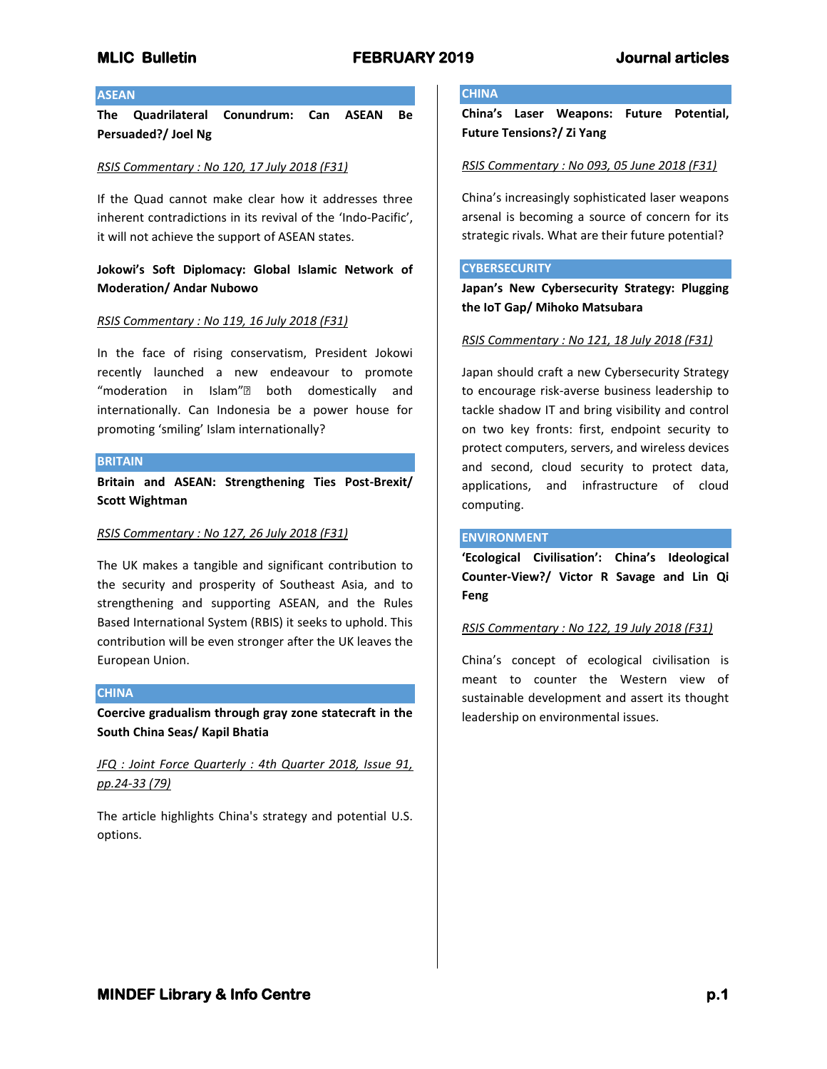## ASEAN

**The Quadrilateral Conundrum: Can ASEAN Be Persuaded?/ Joel Ng**

*RSIS Commentary : No 120, 17 July 2018 (F31)*

If the Quad cannot make clear how it addresses three inherent contradictions in its revival of the 'Indo-Pacific', it will not achieve the support of ASEAN states.

**Jokowi's Soft Diplomacy: Global Islamic Network of Moderation/ Andar Nubowo**

*RSIS Commentary : No 119, 16 July 2018 (F31)*

In the face of rising conservatism, President Jokowi recently launched a new endeavour to promote "moderation in Islam"� both domestically and internationally. Can Indonesia be a power house for promoting 'smiling' Islam internationally?

## BRITAIN

**Britain and ASEAN: Strengthening Ties Post-Brexit/ Scott Wightman**

*RSIS Commentary : No 127, 26 July 2018 (F31)*

The UK makes a tangible and significant contribution to the security and prosperity of Southeast Asia, and to strengthening and supporting ASEAN, and the Rules Based International System (RBIS) it seeks to uphold. This contribution will be even stronger after the UK leaves the European Union.

## CHINA

**Coercive gradualism through gray zone statecraft in the South China Seas/ Kapil Bhatia**

*JFQ : Joint Force Quarterly : 4th Quarter 2018, Issue 91, pp.24-33 (79)*

The article highlights China's strategy and potential U.S. options.

## CHINA

**China's Laser Weapons: Future Potential, Future Tensions?/ Zi Yang**

*RSIS Commentary : No 093, 05 June 2018 (F31)*

China's increasingly sophisticated laser weapons arsenal is becoming a source of concern for its strategic rivals. What are their future potential?

## CYBERSECURITY

**Japan's New Cybersecurity Strategy: Plugging the IoT Gap/ Mihoko Matsubara**

*RSIS Commentary : No 121, 18 July 2018 (F31)*

Japan should craft a new Cybersecurity Strategy to encourage risk-averse business leadership to tackle shadow IT and bring visibility and control on two key fronts: first, endpoint security to protect computers, servers, and wireless devices and second, cloud security to protect data, applications, and infrastructure of cloud computing.

## ENVIRONMENT

**'Ecological Civilisation': China's Ideological Counter-View?/ Victor R Savage and Lin Qi Feng**

*RSIS Commentary : No 122, 19 July 2018 (F31)*

China's concept of ecological civilisation is meant to counter the Western view of sustainable development and assert its thought leadership on environmental issues.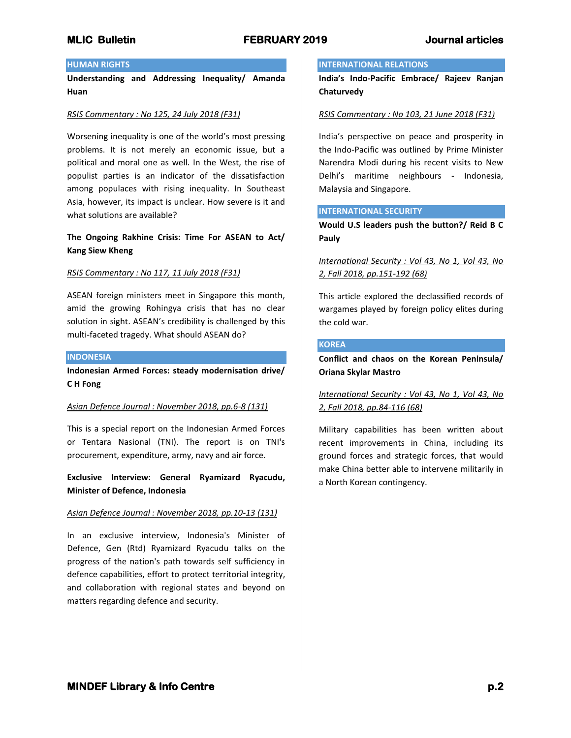## HUMAN RIGHTS

**Understanding and Addressing Inequality/ Amanda Huan**

*RSIS Commentary : No 125, 24 July 2018 (F31)*

Worsening inequality is one of the world's most pressing problems. It is not merely an economic issue, but a political and moral one as well. In the West, the rise of populist parties is an indicator of the dissatisfaction among populaces with rising inequality. In Southeast Asia, however, its impact is unclear. How severe is it and what solutions are available?

**The Ongoing Rakhine Crisis: Time For ASEAN to Act/ Kang Siew Kheng**

*RSIS Commentary : No 117, 11 July 2018 (F31)*

ASEAN foreign ministers meet in Singapore this month, amid the growing Rohingya crisis that has no clear solution in sight. ASEAN's credibility is challenged by this multi-faceted tragedy. What should ASEAN do?

## INDONESIA

**Indonesian Armed Forces: steady modernisation drive/ C H Fong**

*Asian Defence Journal : November 2018, pp.6-8 (131)*

This is a special report on the Indonesian Armed Forces or Tentara Nasional (TNI). The report is on TNI's procurement, expenditure, army, navy and air force.

**Exclusive Interview: General Ryamizard Ryacudu, Minister of Defence, Indonesia**

*Asian Defence Journal : November 2018, pp.10-13 (131)*

In an exclusive interview, Indonesia's Minister of Defence, Gen (Rtd) Ryamizard Ryacudu talks on the progress of the nation's path towards self sufficiency in defence capabilities, effort to protect territorial integrity, and collaboration with regional states and beyond on matters regarding defence and security.

## INTERNATIONAL RELATIONS

**India's Indo-Pacific Embrace/ Rajeev Ranjan Chaturvedy**

*RSIS Commentary : No 103, 21 June 2018 (F31)*

India's perspective on peace and prosperity in the Indo-Pacific was outlined by Prime Minister Narendra Modi during his recent visits to New Delhi's maritime neighbours - Indonesia, Malaysia and Singapore.

## INTERNATIONAL SECURITY

**Would U.S leaders push the button?/ Reid B C Pauly**

*International Security : Vol 43, No 1, Vol 43, No 2, Fall 2018, pp.151-192 (68)*

This article explored the declassified records of wargames played by foreign policy elites during the cold war.

## KOREA

**Conflict and chaos on the Korean Peninsula/ Oriana Skylar Mastro**

*International Security : Vol 43, No 1, Vol 43, No 2, Fall 2018, pp.84-116 (68)*

Military capabilities has been written about recent improvements in China, including its ground forces and strategic forces, that would make China better able to intervene militarily in a North Korean contingency.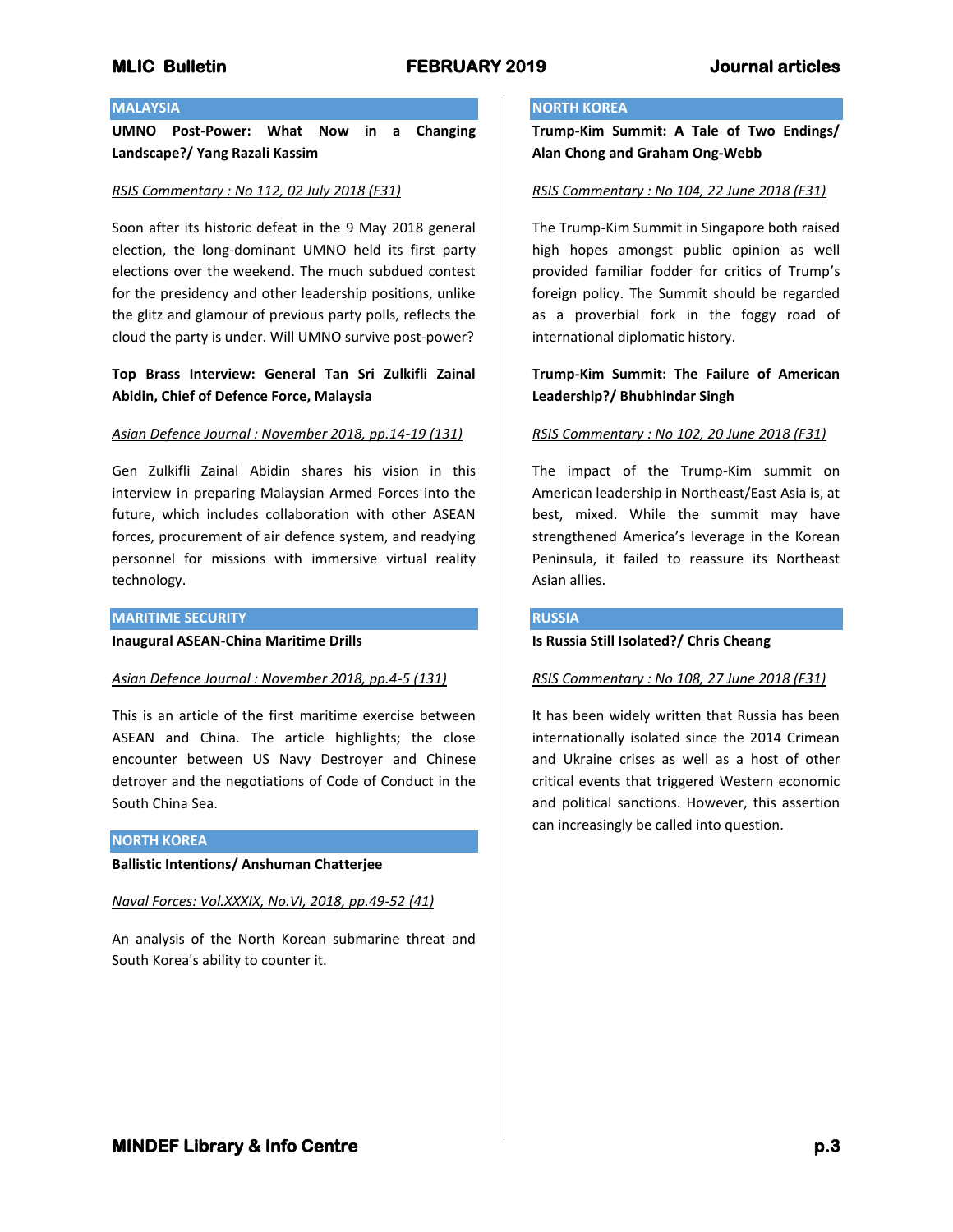## MALAYSIA

**UMNO Post-Power: What Now in a Changing Landscape?/ Yang Razali Kassim**

*RSIS Commentary : No 112, 02 July 2018 (F31)*

Soon after its historic defeat in the 9 May 2018 general election, the long-dominant UMNO held its first party elections over the weekend. The much subdued contest for the presidency and other leadership positions, unlike the glitz and glamour of previous party polls, reflects the cloud the party is under. Will UMNO survive post-power?

**Top Brass Interview: General Tan Sri Zulkifli Zainal Abidin, Chief of Defence Force, Malaysia**

*Asian Defence Journal : November 2018, pp.14-19 (131)*

Gen Zulkifli Zainal Abidin shares his vision in this interview in preparing Malaysian Armed Forces into the future, which includes collaboration with other ASEAN forces, procurement of air defence system, and readying personnel for missions with immersive virtual reality technology.

## MARITIME SECURITY

**Inaugural ASEAN-China Maritime Drills**

*Asian Defence Journal : November 2018, pp.4-5 (131)*

This is an article of the first maritime exercise between ASEAN and China. The article highlights; the close encounter between US Navy Destroyer and Chinese detroyer and the negotiations of Code of Conduct in the South China Sea.

## NORTH KOREA

**Ballistic Intentions/ Anshuman Chatterjee**

*Naval Forces: Vol.XXXIX, No.VI, 2018, pp.49-52 (41)*

An analysis of the North Korean submarine threat and South Korea's ability to counter it.

## NORTH KOREA

**Trump-Kim Summit: A Tale of Two Endings/ Alan Chong and Graham Ong-Webb**

*RSIS Commentary : No 104, 22 June 2018 (F31)*

The Trump-Kim Summit in Singapore both raised high hopes amongst public opinion as well provided familiar fodder for critics of Trump's foreign policy. The Summit should be regarded as a proverbial fork in the foggy road of international diplomatic history.

**Trump-Kim Summit: The Failure of American Leadership?/ Bhubhindar Singh**

*RSIS Commentary : No 102, 20 June 2018 (F31)*

The impact of the Trump-Kim summit on American leadership in Northeast/East Asia is, at best, mixed. While the summit may have strengthened America's leverage in the Korean Peninsula, it failed to reassure its Northeast Asian allies.

## RUSSIA

**Is Russia Still Isolated?/ Chris Cheang**

*RSIS Commentary : No 108, 27 June 2018 (F31)*

It has been widely written that Russia has been internationally isolated since the 2014 Crimean and Ukraine crises as well as a host of other critical events that triggered Western economic and political sanctions. However, this assertion can increasingly be called into question.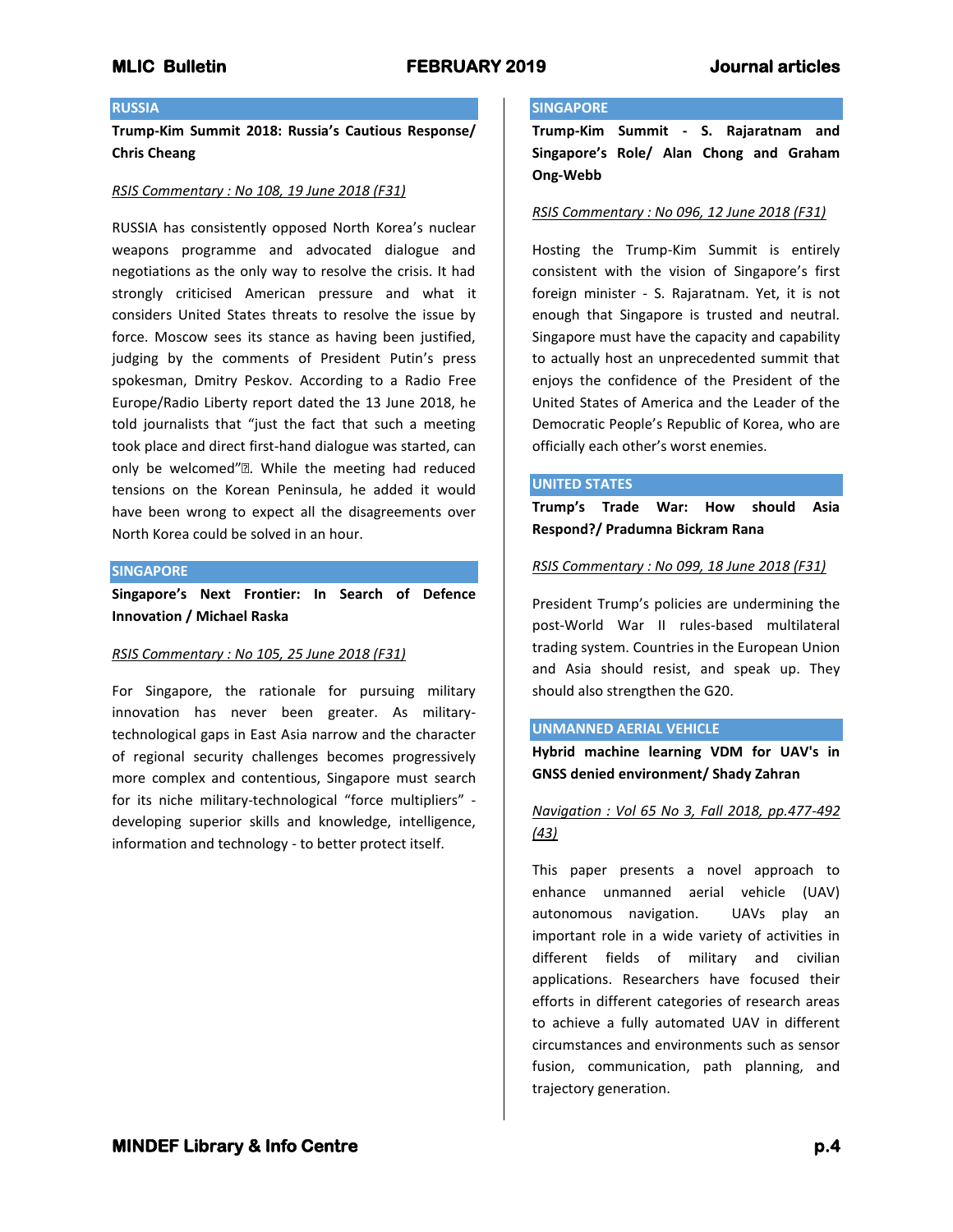## RUSSIA

**Trump-Kim Summit 2018: Russia's Cautious Response/ Chris Cheang**

*RSIS Commentary : No 108, 19 June 2018 (F31)*

RUSSIA has consistently opposed North Korea's nuclear weapons programme and advocated dialogue and negotiations as the only way to resolve the crisis. It had strongly criticised American pressure and what it considers United States threats to resolve the issue by force. Moscow sees its stance as having been justified, judging by the comments of President Putin's press spokesman, Dmitry Peskov. According to a Radio Free Europe/Radio Liberty report dated the 13 June 2018, he told journalists that "just the fact that such a meeting took place and direct first-hand dialogue was started, can only be welcomed"�. While the meeting had reduced tensions on the Korean Peninsula, he added it would have been wrong to expect all the disagreements over North Korea could be solved in an hour.

## SINGAPORE

**Singapore's Next Frontier: In Search of Defence Innovation / Michael Raska**

*RSIS Commentary : No 105, 25 June 2018 (F31)*

For Singapore, the rationale for pursuing military innovation has never been greater. As military-technological gaps in East Asia narrow and the character of regional security challenges becomes progressively more complex and contentious, Singapore must search for its niche military-technological "force multipliers" - developing superior skills and knowledge, intelligence, information and technology - to better protect itself.

## SINGAPORE

**Trump-Kim Summit - S. Rajaratnam and Singapore's Role/ Alan Chong and Graham Ong-Webb**

*RSIS Commentary : No 096, 12 June 2018 (F31)*

Hosting the Trump-Kim Summit is entirely consistent with the vision of Singapore's first foreign minister - S. Rajaratnam. Yet, it is not enough that Singapore is trusted and neutral. Singapore must have the capacity and capability to actually host an unprecedented summit that enjoys the confidence of the President of the United States of America and the Leader of the Democratic People's Republic of Korea, who are officially each other's worst enemies.

## UNITED STATES

**Trump's Trade War: How should Asia Respond?/ Pradumna Bickram Rana**

*RSIS Commentary : No 099, 18 June 2018 (F31)*

President Trump's policies are undermining the post-World War II rules-based multilateral trading system. Countries in the European Union and Asia should resist, and speak up. They should also strengthen the G20.

## UNMANNED AERIAL VEHICLE

**Hybrid machine learning VDM for UAV's in GNSS denied environment/ Shady Zahran**

*Navigation : Vol 65 No 3, Fall 2018, pp.477-492 (43)*

This paper presents a novel approach to enhance unmanned aerial vehicle (UAV) autonomous navigation. UAVs play an important role in a wide variety of activities in different fields of military and civilian applications. Researchers have focused their efforts in different categories of research areas to achieve a fully automated UAV in different circumstances and environments such as sensor fusion, communication, path planning, and trajectory generation.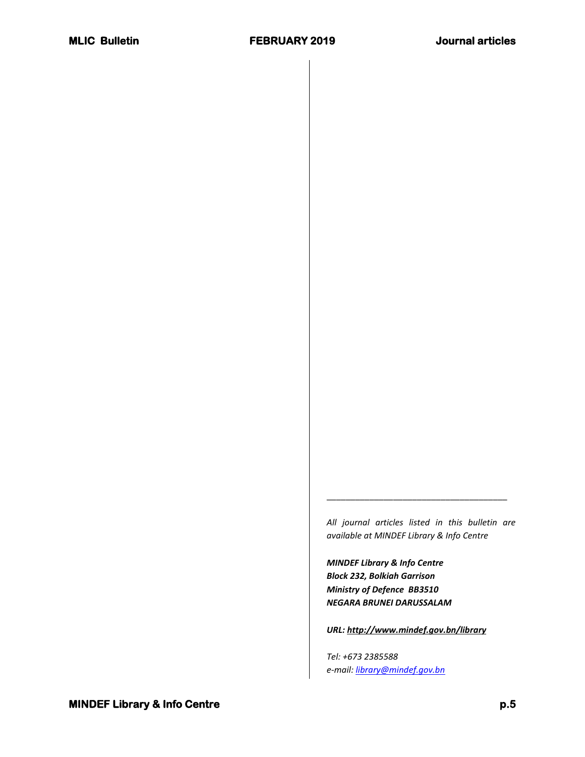---

*All journal articles listed in this bulletin are available at MINDEF Library & Info Centre*

***MINDEF Library & Info Centre***
***Block 232, Bolkiah Garrison***
***Ministry of Defence BB3510***
***NEGARA BRUNEI DARUSSALAM***

***URL: http://www.mindef.gov.bn/library***

*Tel: +673 2385588*
*e-mail: library@mindef.gov.bn*